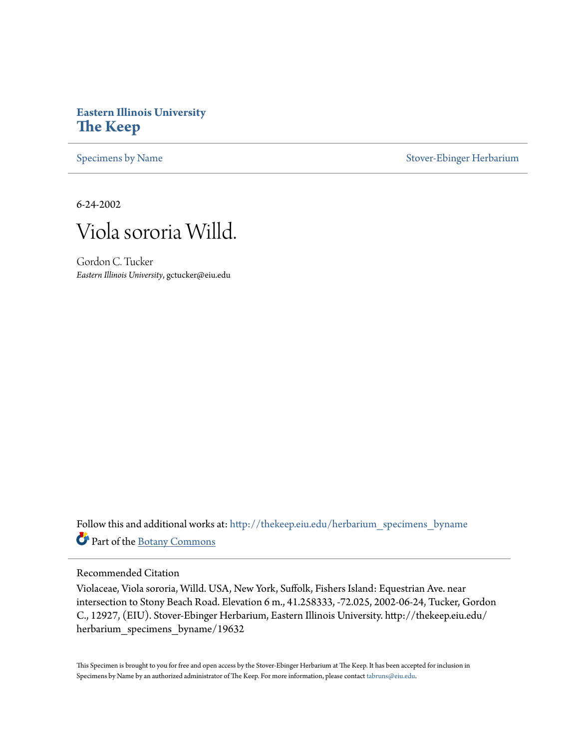**Eastern Illinois University**
**The Keep**

Specimens by Name | Stover-Ebinger Herbarium

6-24-2002

# Viola sororia Willd.

Gordon C. Tucker
*Eastern Illinois University*, gctucker@eiu.edu

Follow this and additional works at: http://thekeep.eiu.edu/herbarium_specimens_byname

Part of the Botany Commons

## Recommended Citation

Violaceae, Viola sororia, Willd. USA, New York, Suffolk, Fishers Island: Equestrian Ave. near intersection to Stony Beach Road. Elevation 6 m., 41.258333, -72.025, 2002-06-24, Tucker, Gordon C., 12927, (EIU). Stover-Ebinger Herbarium, Eastern Illinois University. http://thekeep.eiu.edu/herbarium_specimens_byname/19632

This Specimen is brought to you for free and open access by the Stover-Ebinger Herbarium at The Keep. It has been accepted for inclusion in Specimens by Name by an authorized administrator of The Keep. For more information, please contact tabruns@eiu.edu.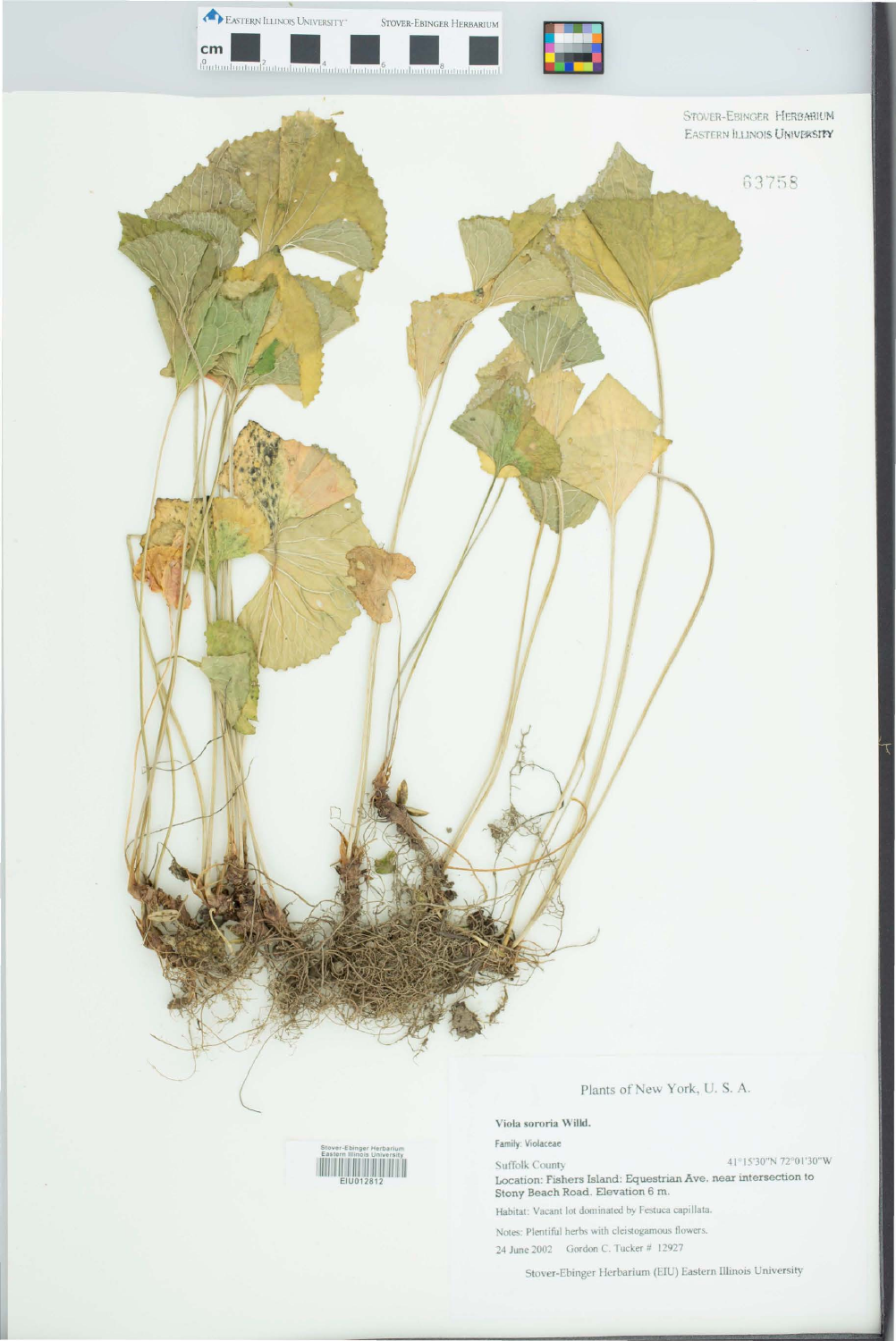EASTERN ILLINOIS UNIVERSITY STOVER-EBINGER HERBARIUM

cm

STOVER-EBINGER HERBARIUM
EASTERN ILLINOIS UNIVERSITY

63758

Stover-Ebinger Herbarium
Eastern Illinois University
EIU012812

Plants of New York, U. S. A.

**Viola sororia Willd.**

Family: Violaceae

Suffolk County 41°15'30"N 72°01'30"W

Location: Fishers Island: Equestrian Ave. near intersection to Stony Beach Road. Elevation 6 m.

Habitat: Vacant lot dominated by Festuca capillata.

Notes: Plentiful herbs with cleistogamous flowers.

24 June 2002 Gordon C. Tucker # 12927

Stover-Ebinger Herbarium (EIU) Eastern Illinois University